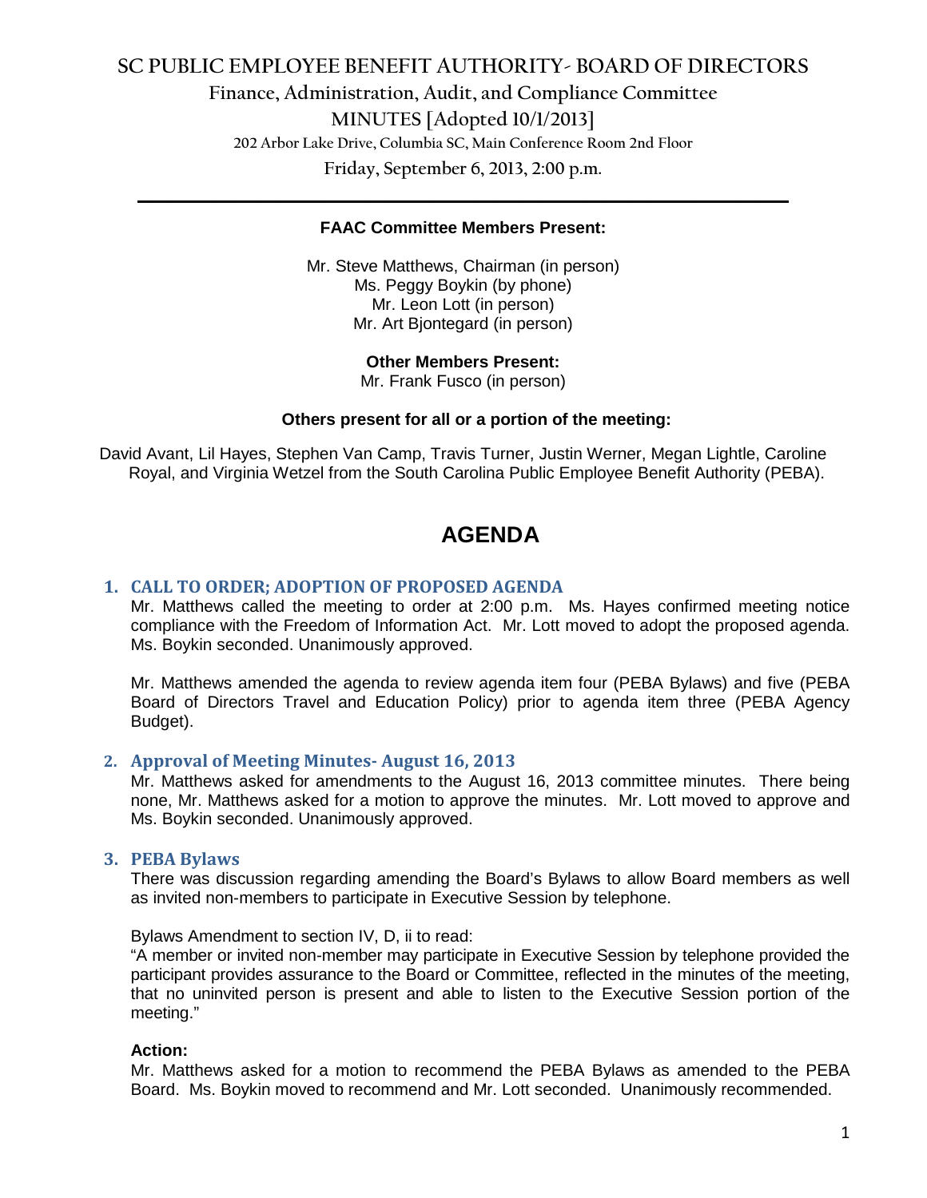# SC PUBLIC EMPLOYEE BENEFIT AUTHORITY- BOARD OF DIRECTORS

## Finance, Administration, Audit, and Compliance Committee

## MINUTES [Adopted 10/1/2013]

202 Arbor Lake Drive, Columbia SC, Main Conference Room 2nd Floor

Friday, September 6, 2013, 2:00 p.m.

---

**FAAC Committee Members Present:**

Mr. Steve Matthews, Chairman (in person)
Ms. Peggy Boykin (by phone)
Mr. Leon Lott (in person)
Mr. Art Bjontegard (in person)

**Other Members Present:**
Mr. Frank Fusco (in person)

**Others present for all or a portion of the meeting:**

David Avant, Lil Hayes, Stephen Van Camp, Travis Turner, Justin Werner, Megan Lightle, Caroline Royal, and Virginia Wetzel from the South Carolina Public Employee Benefit Authority (PEBA).

# AGENDA

### 1. CALL TO ORDER; ADOPTION OF PROPOSED AGENDA

Mr. Matthews called the meeting to order at 2:00 p.m. Ms. Hayes confirmed meeting notice compliance with the Freedom of Information Act. Mr. Lott moved to adopt the proposed agenda. Ms. Boykin seconded. Unanimously approved.

Mr. Matthews amended the agenda to review agenda item four (PEBA Bylaws) and five (PEBA Board of Directors Travel and Education Policy) prior to agenda item three (PEBA Agency Budget).

### 2. Approval of Meeting Minutes- August 16, 2013

Mr. Matthews asked for amendments to the August 16, 2013 committee minutes. There being none, Mr. Matthews asked for a motion to approve the minutes. Mr. Lott moved to approve and Ms. Boykin seconded. Unanimously approved.

### 3. PEBA Bylaws

There was discussion regarding amending the Board's Bylaws to allow Board members as well as invited non-members to participate in Executive Session by telephone.

Bylaws Amendment to section IV, D, ii to read:
"A member or invited non-member may participate in Executive Session by telephone provided the participant provides assurance to the Board or Committee, reflected in the minutes of the meeting, that no uninvited person is present and able to listen to the Executive Session portion of the meeting."

**Action:**
Mr. Matthews asked for a motion to recommend the PEBA Bylaws as amended to the PEBA Board. Ms. Boykin moved to recommend and Mr. Lott seconded. Unanimously recommended.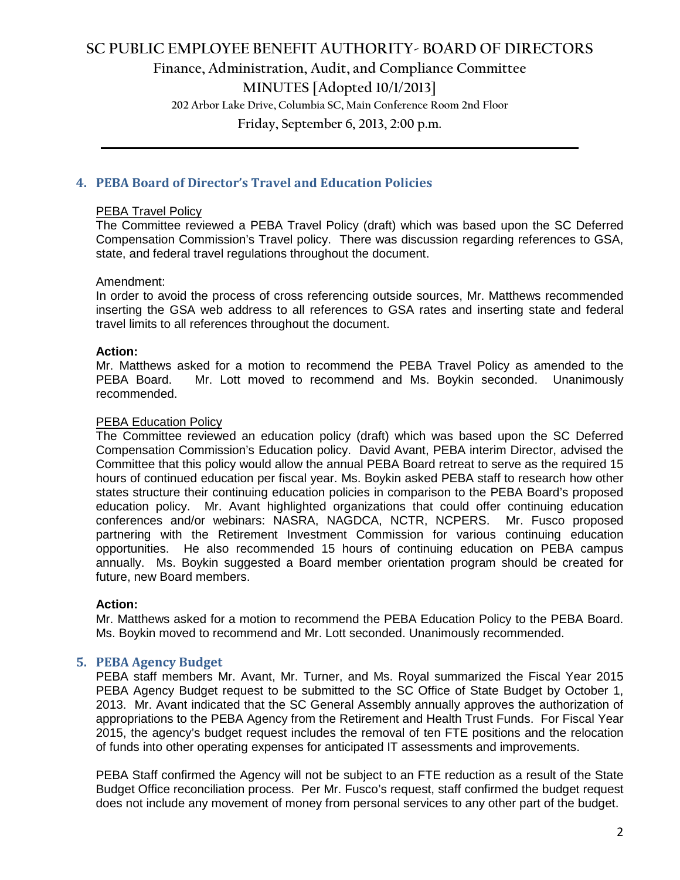## 4. PEBA Board of Director's Travel and Education Policies

PEBA Travel Policy

The Committee reviewed a PEBA Travel Policy (draft) which was based upon the SC Deferred Compensation Commission's Travel policy. There was discussion regarding references to GSA, state, and federal travel regulations throughout the document.

Amendment:

In order to avoid the process of cross referencing outside sources, Mr. Matthews recommended inserting the GSA web address to all references to GSA rates and inserting state and federal travel limits to all references throughout the document.

**Action:**

Mr. Matthews asked for a motion to recommend the PEBA Travel Policy as amended to the PEBA Board. Mr. Lott moved to recommend and Ms. Boykin seconded. Unanimously recommended.

PEBA Education Policy

The Committee reviewed an education policy (draft) which was based upon the SC Deferred Compensation Commission's Education policy. David Avant, PEBA interim Director, advised the Committee that this policy would allow the annual PEBA Board retreat to serve as the required 15 hours of continued education per fiscal year. Ms. Boykin asked PEBA staff to research how other states structure their continuing education policies in comparison to the PEBA Board's proposed education policy. Mr. Avant highlighted organizations that could offer continuing education conferences and/or webinars: NASRA, NAGDCA, NCTR, NCPERS. Mr. Fusco proposed partnering with the Retirement Investment Commission for various continuing education opportunities. He also recommended 15 hours of continuing education on PEBA campus annually. Ms. Boykin suggested a Board member orientation program should be created for future, new Board members.

**Action:**

Mr. Matthews asked for a motion to recommend the PEBA Education Policy to the PEBA Board. Ms. Boykin moved to recommend and Mr. Lott seconded. Unanimously recommended.

## 5. PEBA Agency Budget

PEBA staff members Mr. Avant, Mr. Turner, and Ms. Royal summarized the Fiscal Year 2015 PEBA Agency Budget request to be submitted to the SC Office of State Budget by October 1, 2013. Mr. Avant indicated that the SC General Assembly annually approves the authorization of appropriations to the PEBA Agency from the Retirement and Health Trust Funds. For Fiscal Year 2015, the agency's budget request includes the removal of ten FTE positions and the relocation of funds into other operating expenses for anticipated IT assessments and improvements.

PEBA Staff confirmed the Agency will not be subject to an FTE reduction as a result of the State Budget Office reconciliation process. Per Mr. Fusco's request, staff confirmed the budget request does not include any movement of money from personal services to any other part of the budget.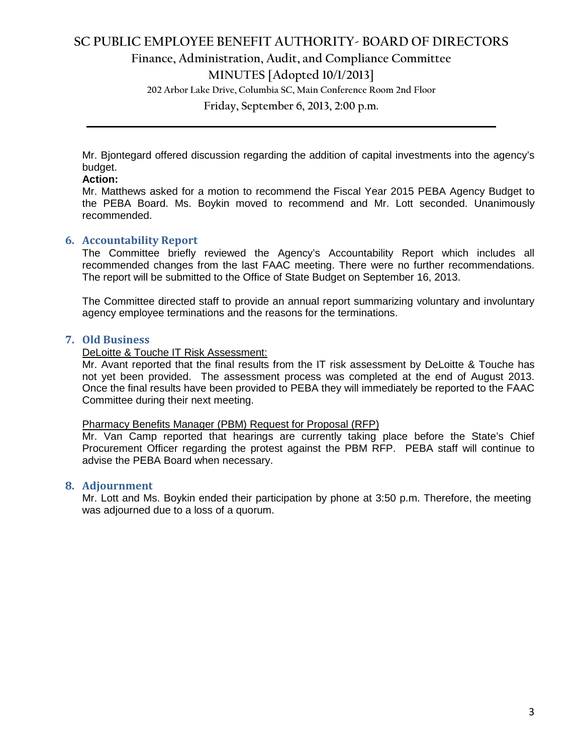Mr. Bjontegard offered discussion regarding the addition of capital investments into the agency's budget.

**Action:**

Mr. Matthews asked for a motion to recommend the Fiscal Year 2015 PEBA Agency Budget to the PEBA Board. Ms. Boykin moved to recommend and Mr. Lott seconded. Unanimously recommended.

## 6. Accountability Report

The Committee briefly reviewed the Agency's Accountability Report which includes all recommended changes from the last FAAC meeting. There were no further recommendations. The report will be submitted to the Office of State Budget on September 16, 2013.

The Committee directed staff to provide an annual report summarizing voluntary and involuntary agency employee terminations and the reasons for the terminations.

## 7. Old Business

<u>DeLoitte & Touche IT Risk Assessment:</u>

Mr. Avant reported that the final results from the IT risk assessment by DeLoitte & Touche has not yet been provided. The assessment process was completed at the end of August 2013. Once the final results have been provided to PEBA they will immediately be reported to the FAAC Committee during their next meeting.

<u>Pharmacy Benefits Manager (PBM) Request for Proposal (RFP)</u>

Mr. Van Camp reported that hearings are currently taking place before the State's Chief Procurement Officer regarding the protest against the PBM RFP. PEBA staff will continue to advise the PEBA Board when necessary.

## 8. Adjournment

Mr. Lott and Ms. Boykin ended their participation by phone at 3:50 p.m. Therefore, the meeting was adjourned due to a loss of a quorum.